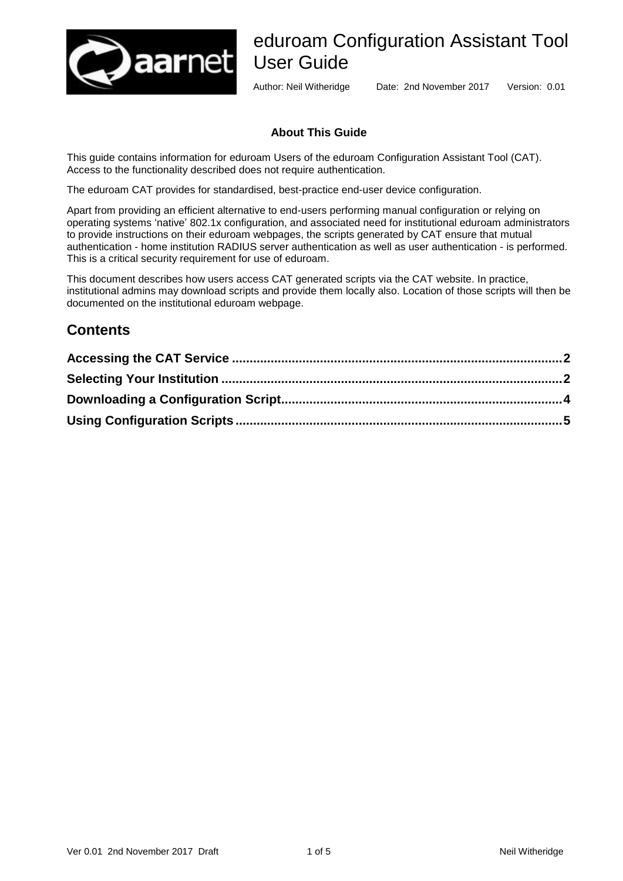# eduroam Configuration Assistant Tool User Guide

Author: Neil Witheridge Date: 2nd November 2017 Version: 0.01

**About This Guide**

This guide contains information for eduroam Users of the eduroam Configuration Assistant Tool (CAT). Access to the functionality described does not require authentication.

The eduroam CAT provides for standardised, best-practice end-user device configuration.

Apart from providing an efficient alternative to end-users performing manual configuration or relying on operating systems 'native' 802.1x configuration, and associated need for institutional eduroam administrators to provide instructions on their eduroam webpages, the scripts generated by CAT ensure that mutual authentication - home institution RADIUS server authentication as well as user authentication - is performed. This is a critical security requirement for use of eduroam.

This document describes how users access CAT generated scripts via the CAT website. In practice, institutional admins may download scripts and provide them locally also. Location of those scripts will then be documented on the institutional eduroam webpage.

## Contents

**Accessing the CAT Service ........................................................................................ 2**

**Selecting Your Institution ........................................................................................... 2**

**Downloading a Configuration Script........................................................................... 4**

**Using Configuration Scripts ........................................................................................ 5**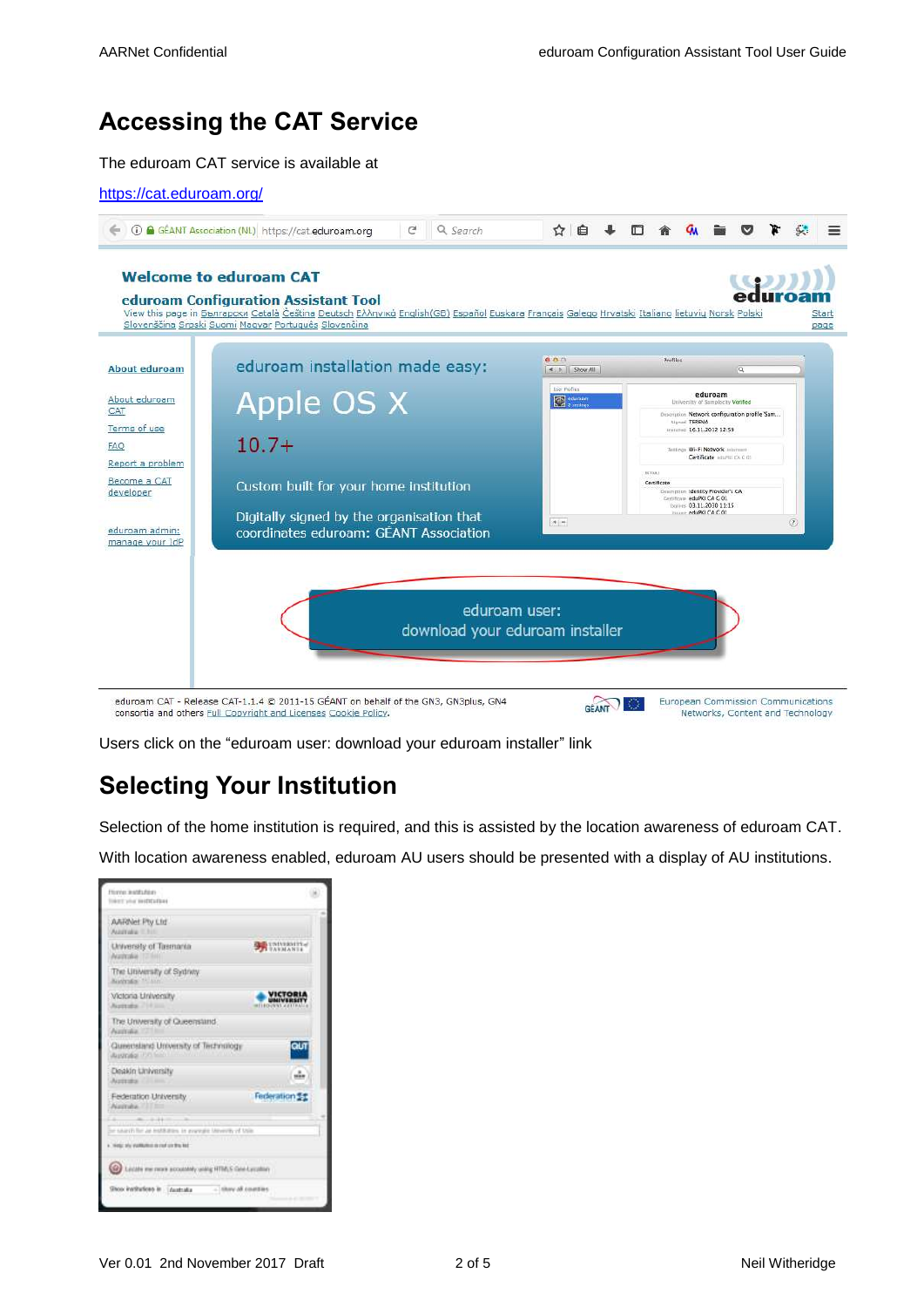# Accessing the CAT Service

The eduroam CAT service is available at

https://cat.eduroam.org/

Users click on the "eduroam user: download your eduroam installer" link

# Selecting Your Institution

Selection of the home institution is required, and this is assisted by the location awareness of eduroam CAT.

With location awareness enabled, eduroam AU users should be presented with a display of AU institutions.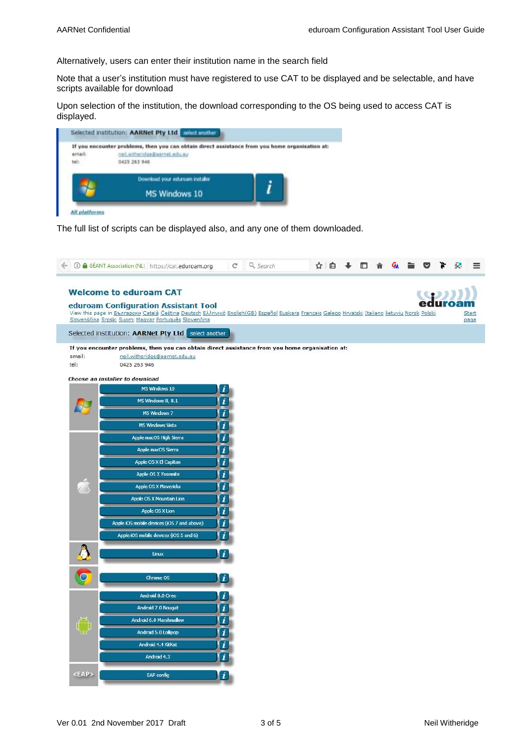Alternatively, users can enter their institution name in the search field

Note that a user's institution must have registered to use CAT to be displayed and be selectable, and have scripts available for download

Upon selection of the institution, the download corresponding to the OS being used to access CAT is displayed.

The full list of scripts can be displayed also, and any one of them downloaded.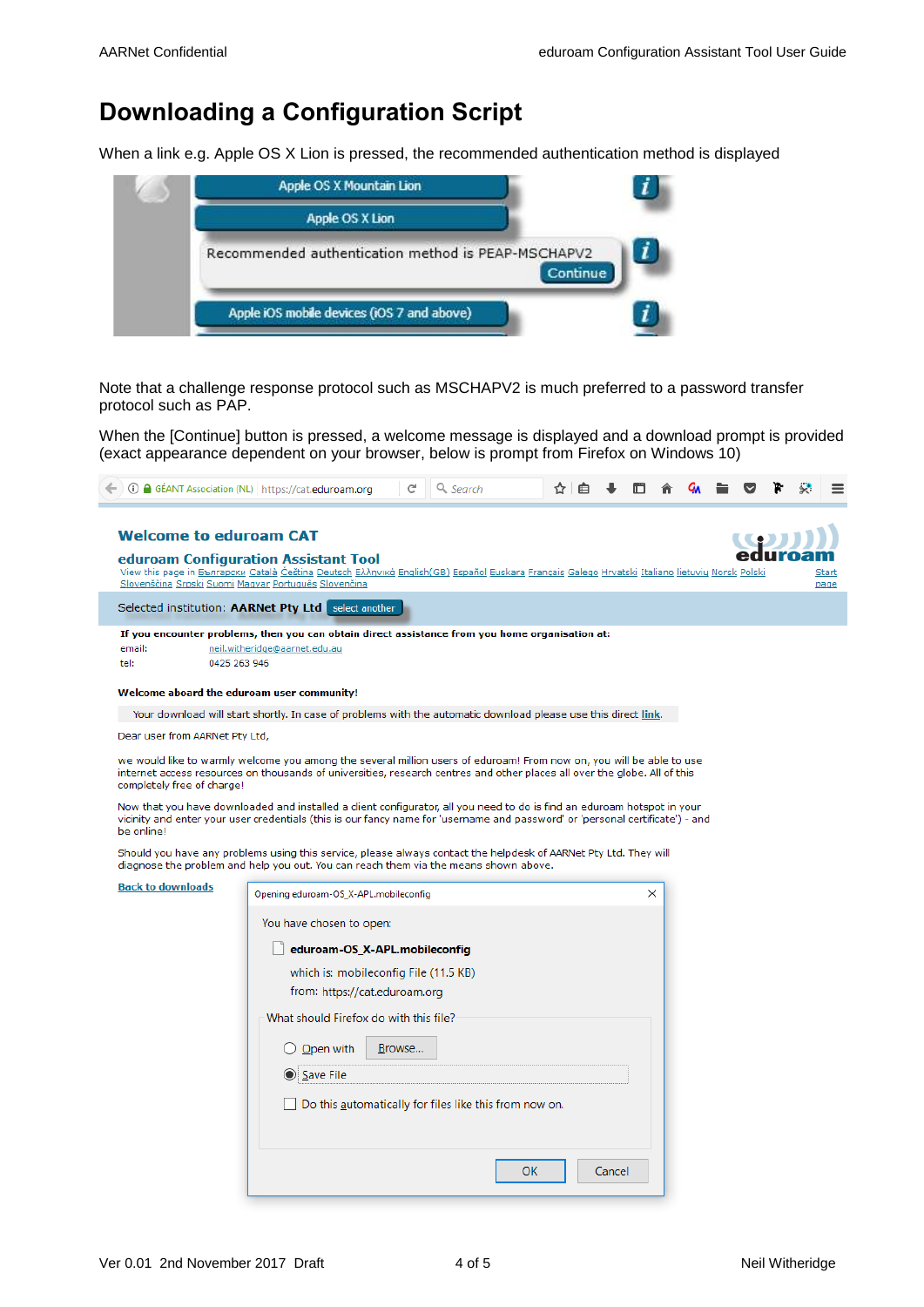# Downloading a Configuration Script

When a link e.g. Apple OS X Lion is pressed, the recommended authentication method is displayed

Note that a challenge response protocol such as MSCHAPV2 is much preferred to a password transfer protocol such as PAP.

When the [Continue] button is pressed, a welcome message is displayed and a download prompt is provided (exact appearance dependent on your browser, below is prompt from Firefox on Windows 10)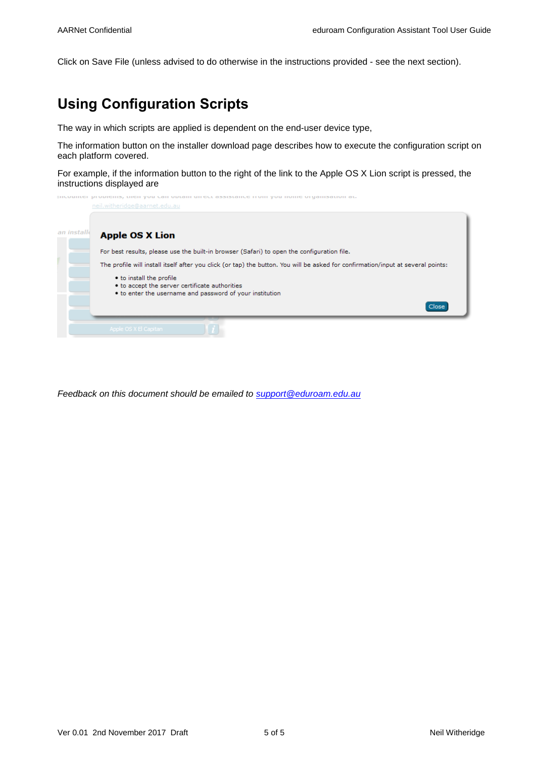Click on Save File (unless advised to do otherwise in the instructions provided - see the next section).

## Using Configuration Scripts

The way in which scripts are applied is dependent on the end-user device type,

The information button on the installer download page describes how to execute the configuration script on each platform covered.

For example, if the information button to the right of the link to the Apple OS X Lion script is pressed, the instructions displayed are

**Apple OS X Lion**

For best results, please use the built-in browser (Safari) to open the configuration file.

The profile will install itself after you click (or tap) the button. You will be asked for confirmation/input at several points:

- to install the profile
- to accept the server certificate authorities
- to enter the username and password of your institution

Close

*Feedback on this document should be emailed to [support@eduroam.edu.au](mailto:support@eduroam.edu.au)*